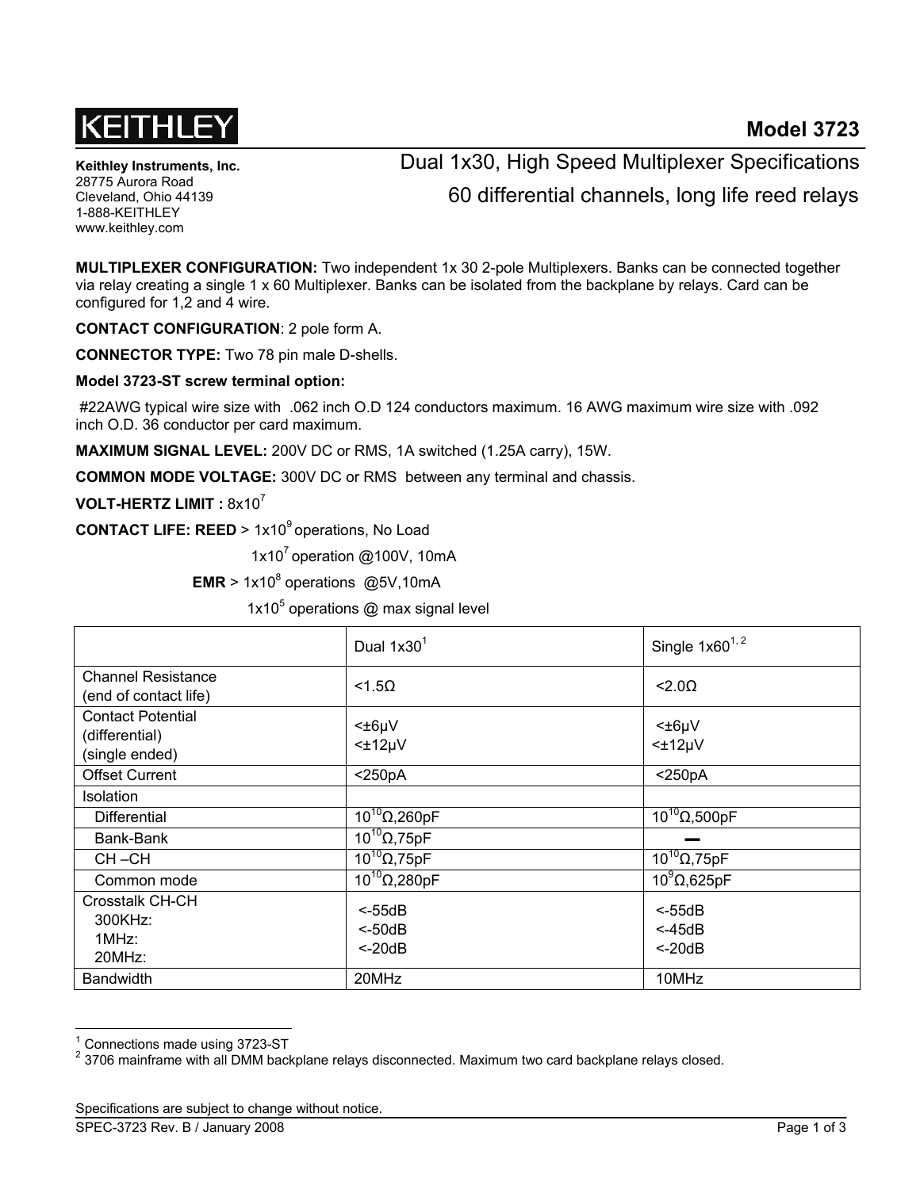KEITHLEY

# Model 3723

**Keithley Instruments, Inc.**
28775 Aurora Road
Cleveland, Ohio 44139
1-888-KEITHLEY
www.keithley.com

## Dual 1x30, High Speed Multiplexer Specifications

## 60 differential channels, long life reed relays

**MULTIPLEXER CONFIGURATION:** Two independent 1x 30 2-pole Multiplexers. Banks can be connected together via relay creating a single 1 x 60 Multiplexer. Banks can be isolated from the backplane by relays. Card can be configured for 1,2 and 4 wire.

**CONTACT CONFIGURATION**: 2 pole form A.

**CONNECTOR TYPE:** Two 78 pin male D-shells.

**Model 3723-ST screw terminal option:**

#22AWG typical wire size with .062 inch O.D 124 conductors maximum. 16 AWG maximum wire size with .092 inch O.D. 36 conductor per card maximum.

**MAXIMUM SIGNAL LEVEL:** 200V DC or RMS, 1A switched (1.25A carry), 15W.

**COMMON MODE VOLTAGE:** 300V DC or RMS between any terminal and chassis.

**VOLT-HERTZ LIMIT :** $8x10^7$

**CONTACT LIFE: REED** > $1x10^9$ operations, No Load

$1x10^7$ operation @100V, 10mA

**EMR** > $1x10^8$ operations @5V,10mA

$1x10^5$ operations @ max signal level

| | Dual 1x30[1] | Single 1x60[1, 2] |
|---|---|---|
| Channel Resistance (end of contact life) | <1.5Ω | <2.0Ω |
| Contact Potential (differential) (single ended) | <±6μV<br><±12μV | <±6μV<br><±12μV |
| Offset Current | <250pA | <250pA |
| Isolation | | |
| Differential | $10^{10}$Ω,260pF | $10^{10}$Ω,500pF |
| Bank-Bank | $10^{10}$Ω,75pF | — |
| CH –CH | $10^{10}$Ω,75pF | $10^{10}$Ω,75pF |
| Common mode | $10^{10}$Ω,280pF | $10^{9}$Ω,625pF |
| Crosstalk CH-CH<br>300KHz:<br>1MHz:<br>20MHz: | <-55dB<br><-50dB<br><-20dB | <-55dB<br><-45dB<br><-20dB |
| Bandwidth | 20MHz | 10MHz |

[1] Connections made using 3723-ST

[2] 3706 mainframe with all DMM backplane relays disconnected. Maximum two card backplane relays closed.

Specifications are subject to change without notice.

SPEC-3723 Rev. B / January 2008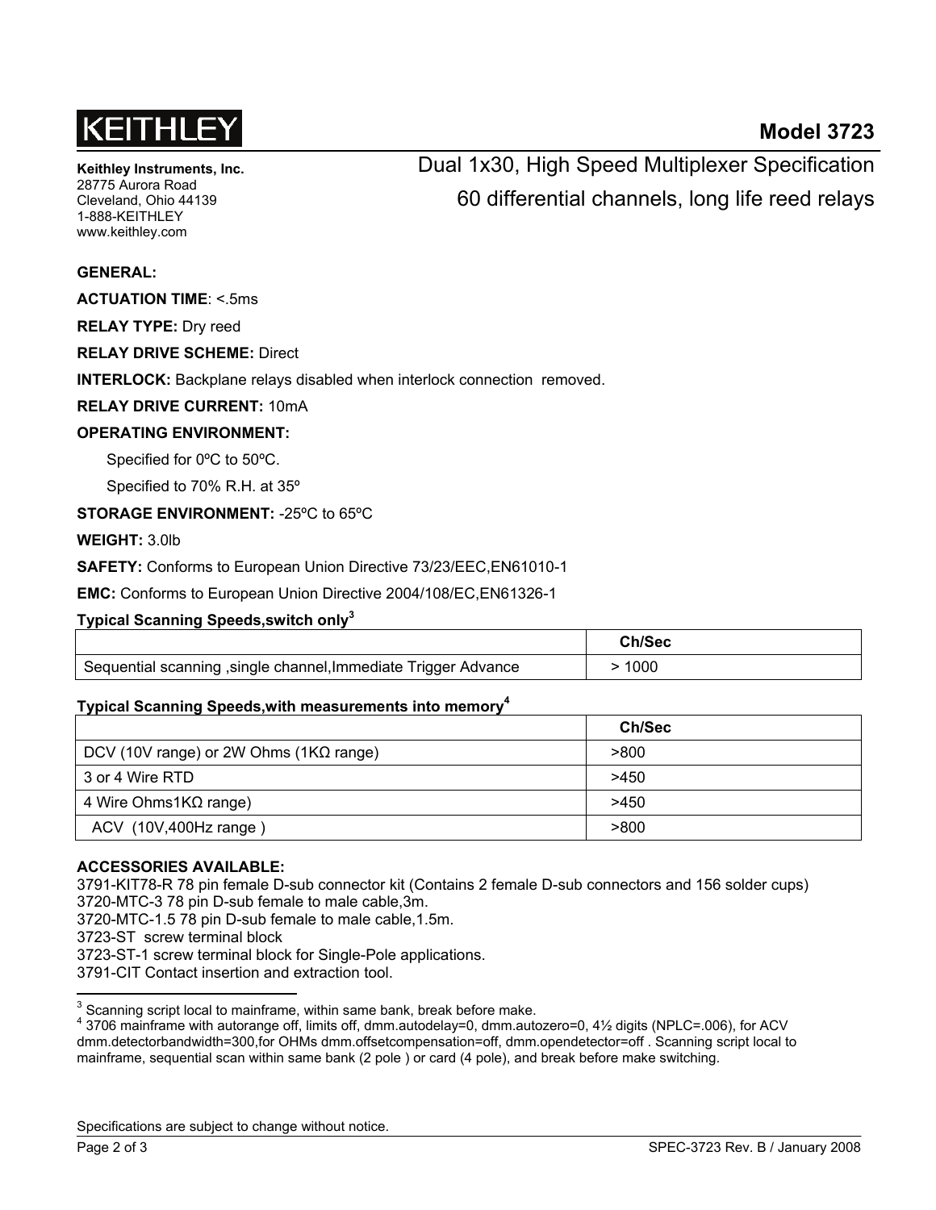KEITHLEY

# Model 3723

**Keithley Instruments, Inc.**
28775 Aurora Road
Cleveland, Ohio 44139
1-888-KEITHLEY
www.keithley.com

## Dual 1x30, High Speed Multiplexer Specification
## 60 differential channels, long life reed relays

**GENERAL:**

**ACTUATION TIME**: <.5ms

**RELAY TYPE:** Dry reed

**RELAY DRIVE SCHEME:** Direct

**INTERLOCK:** Backplane relays disabled when interlock connection removed.

**RELAY DRIVE CURRENT:** 10mA

**OPERATING ENVIRONMENT:**

Specified for 0ºC to 50ºC.

Specified to 70% R.H. at 35º

**STORAGE ENVIRONMENT:** -25ºC to 65ºC

**WEIGHT:** 3.0lb

**SAFETY:** Conforms to European Union Directive 73/23/EEC,EN61010-1

**EMC:** Conforms to European Union Directive 2004/108/EC,EN61326-1

**Typical Scanning Speeds,switch only[3]**

| | Ch/Sec |
|---|---|
| Sequential scanning ,single channel,Immediate Trigger Advance | > 1000 |

**Typical Scanning Speeds,with measurements into memory[4]**

| | Ch/Sec |
|---|---|
| DCV (10V range) or 2W Ohms (1KΩ range) | >800 |
| 3 or 4 Wire RTD | >450 |
| 4 Wire Ohms1KΩ range) | >450 |
| ACV (10V,400Hz range ) | >800 |

**ACCESSORIES AVAILABLE:**

3791-KIT78-R 78 pin female D-sub connector kit (Contains 2 female D-sub connectors and 156 solder cups)
3720-MTC-3 78 pin D-sub female to male cable,3m.
3720-MTC-1.5 78 pin D-sub female to male cable,1.5m.
3723-ST screw terminal block
3723-ST-1 screw terminal block for Single-Pole applications.
3791-CIT Contact insertion and extraction tool.

---

[3] Scanning script local to mainframe, within same bank, break before make.
[4] 3706 mainframe with autorange off, limits off, dmm.autodelay=0, dmm.autozero=0, 4½ digits (NPLC=.006), for ACV dmm.detectorbandwidth=300,for OHMs dmm.offsetcompensation=off, dmm.opendetector=off . Scanning script local to mainframe, sequential scan within same bank (2 pole ) or card (4 pole), and break before make switching.

Specifications are subject to change without notice.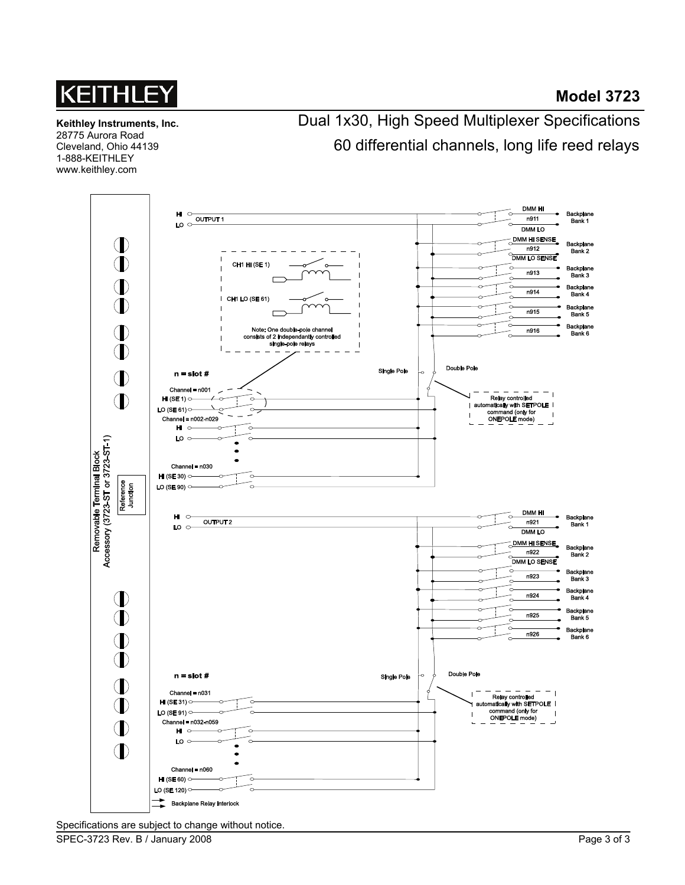# Model 3723

**Keithley Instruments, Inc.**
28775 Aurora Road
Cleveland, Ohio 44139
1-888-KEITHLEY
www.keithley.com

## Dual 1x30, High Speed Multiplexer Specifications

## 60 differential channels, long life reed relays

HI
OUTPUT 1
LO

DMM HI
n911
DMM LO
Backplane Bank 1

DMM HI SENSE
n912
DMM LO SENSE
Backplane Bank 2

n913
Backplane Bank 3

n914
Backplane Bank 4

n915
Backplane Bank 5

n916
Backplane Bank 6

CH1 HI (SE 1)

CH1 LO (SE 61)

Note: One double-pole channel consists of 2 independantly controlled single-pole relays

Single Pole
Double Pole

Relay controlled automatically with SETPOLE command (only for ONEPOLE mode)

n = slot #

Channel = n001
HI (SE 1)
LO (SE 61)
Channel = n002-n029
HI
LO

Channel = n030
HI (SE 30)
LO (SE 90)

Removable Terminal Block Accessory (3723-ST or 3723-ST-1)

Reference Junction

HI
OUTPUT 2
LO

DMM HI
n921
DMM LO
Backplane Bank 1

DMM HI SENSE
n922
DMM LO SENSE
Backplane Bank 2

n923
Backplane Bank 3

n924
Backplane Bank 4

n925
Backplane Bank 5

n926
Backplane Bank 6

n = slot #

Single Pole
Double Pole

Relay controlled automatically with SETPOLE command (only for ONEPOLE mode)

Channel = n031
HI (SE 31)
LO (SE 91)
Channel = n032-n059
HI
LO

Channel = n060
HI (SE 60)
LO (SE 120)

Backplane Relay Interlock

Specifications are subject to change without notice.

SPEC-3723 Rev. B / January 2008